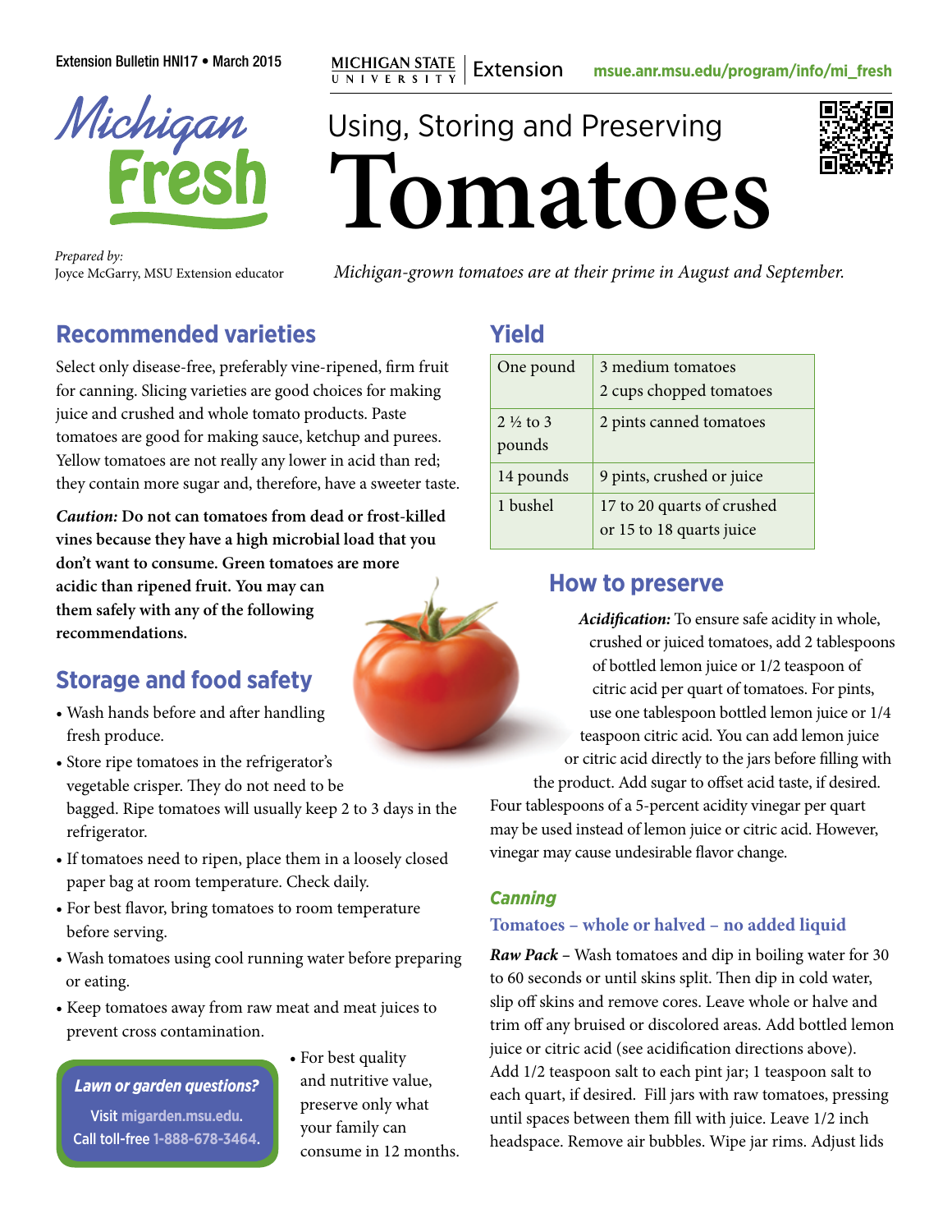Extension Bulletin HNI17 • March 2015

MICHIGAN STATE UNIVERSITY | Extension — msue.anr.msu.edu/program/info/mi_fresh

Michigan Fresh

# Using, Storing and Preserving Tomatoes

*Prepared by:*
Joyce McGarry, MSU Extension educator

*Michigan-grown tomatoes are at their prime in August and September.*

## Recommended varieties

Select only disease-free, preferably vine-ripened, firm fruit for canning. Slicing varieties are good choices for making juice and crushed and whole tomato products. Paste tomatoes are good for making sauce, ketchup and purees. Yellow tomatoes are not really any lower in acid than red; they contain more sugar and, therefore, have a sweeter taste.

***Caution:* Do not can tomatoes from dead or frost-killed vines because they have a high microbial load that you don't want to consume. Green tomatoes are more acidic than ripened fruit. You may can them safely with any of the following recommendations.**

## Storage and food safety

- Wash hands before and after handling fresh produce.
- Store ripe tomatoes in the refrigerator's vegetable crisper. They do not need to be bagged. Ripe tomatoes will usually keep 2 to 3 days in the refrigerator.
- If tomatoes need to ripen, place them in a loosely closed paper bag at room temperature. Check daily.
- For best flavor, bring tomatoes to room temperature before serving.
- Wash tomatoes using cool running water before preparing or eating.
- Keep tomatoes away from raw meat and meat juices to prevent cross contamination.
- For best quality and nutritive value, preserve only what your family can consume in 12 months.

***Lawn or garden questions?***
Visit migarden.msu.edu.
Call toll-free 1-888-678-3464.

## Yield

| | |
|---|---|
| One pound | 3 medium tomatoes<br>2 cups chopped tomatoes |
| 2 ½ to 3 pounds | 2 pints canned tomatoes |
| 14 pounds | 9 pints, crushed or juice |
| 1 bushel | 17 to 20 quarts of crushed or 15 to 18 quarts juice |

## How to preserve

***Acidification:*** To ensure safe acidity in whole, crushed or juiced tomatoes, add 2 tablespoons of bottled lemon juice or 1/2 teaspoon of citric acid per quart of tomatoes. For pints, use one tablespoon bottled lemon juice or 1/4 teaspoon citric acid. You can add lemon juice or citric acid directly to the jars before filling with the product. Add sugar to offset acid taste, if desired. Four tablespoons of a 5-percent acidity vinegar per quart may be used instead of lemon juice or citric acid. However, vinegar may cause undesirable flavor change.

### *Canning*

#### Tomatoes – whole or halved – no added liquid

***Raw Pack*** – Wash tomatoes and dip in boiling water for 30 to 60 seconds or until skins split. Then dip in cold water, slip off skins and remove cores. Leave whole or halve and trim off any bruised or discolored areas. Add bottled lemon juice or citric acid (see acidification directions above). Add 1/2 teaspoon salt to each pint jar; 1 teaspoon salt to each quart, if desired. Fill jars with raw tomatoes, pressing until spaces between them fill with juice. Leave 1/2 inch headspace. Remove air bubbles. Wipe jar rims. Adjust lids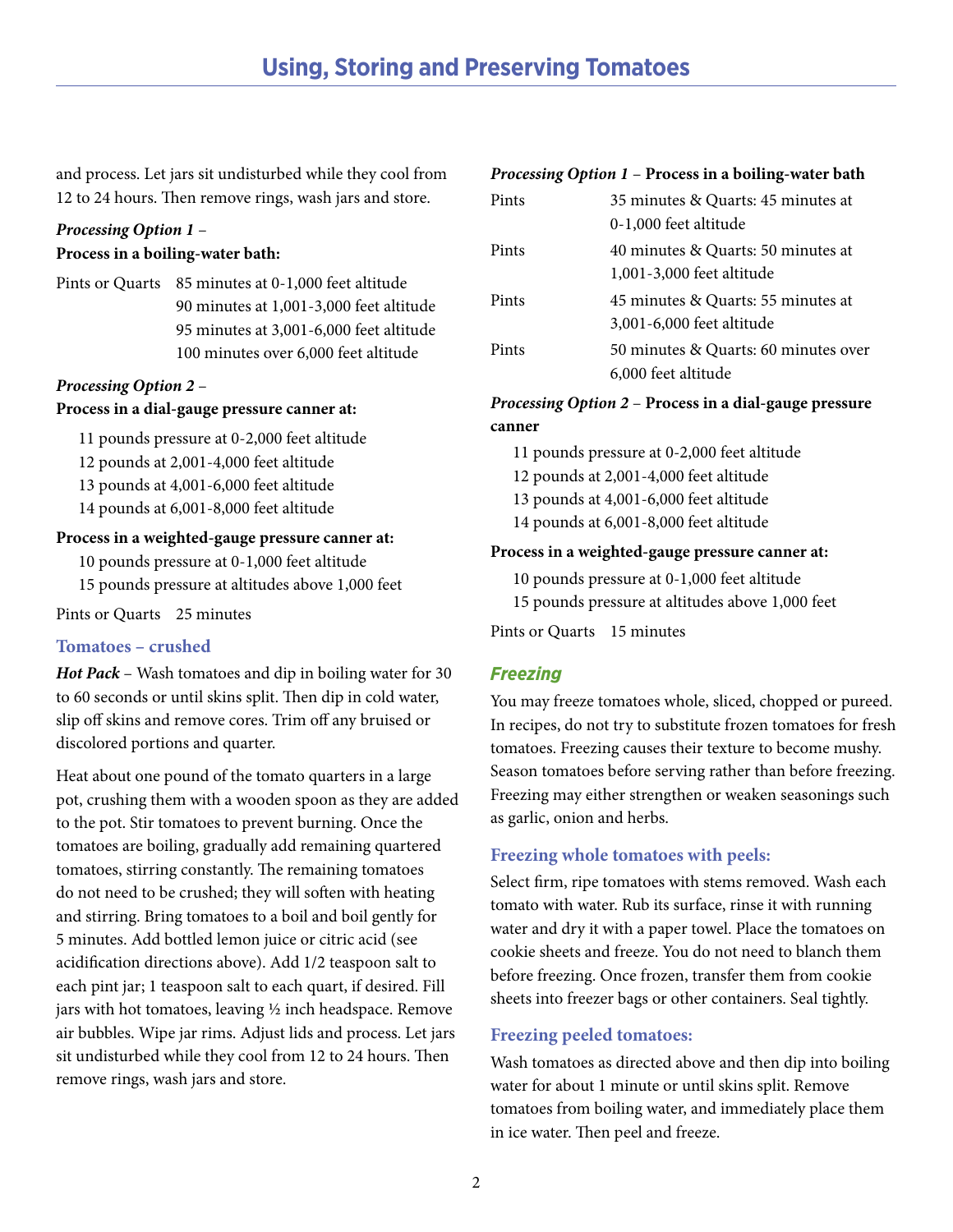and process. Let jars sit undisturbed while they cool from 12 to 24 hours. Then remove rings, wash jars and store.

***Processing Option 1*** –
**Process in a boiling-water bath:**

| | |
|---|---|
| Pints or Quarts | 85 minutes at 0-1,000 feet altitude |
| | 90 minutes at 1,001-3,000 feet altitude |
| | 95 minutes at 3,001-6,000 feet altitude |
| | 100 minutes over 6,000 feet altitude |

***Processing Option 2*** –
**Process in a dial-gauge pressure canner at:**

11 pounds pressure at 0-2,000 feet altitude
12 pounds at 2,001-4,000 feet altitude
13 pounds at 4,001-6,000 feet altitude
14 pounds at 6,001-8,000 feet altitude

**Process in a weighted-gauge pressure canner at:**

10 pounds pressure at 0-1,000 feet altitude
15 pounds pressure at altitudes above 1,000 feet

Pints or Quarts 25 minutes

### Tomatoes – crushed

***Hot Pack*** – Wash tomatoes and dip in boiling water for 30 to 60 seconds or until skins split. Then dip in cold water, slip off skins and remove cores. Trim off any bruised or discolored portions and quarter.

Heat about one pound of the tomato quarters in a large pot, crushing them with a wooden spoon as they are added to the pot. Stir tomatoes to prevent burning. Once the tomatoes are boiling, gradually add remaining quartered tomatoes, stirring constantly. The remaining tomatoes do not need to be crushed; they will soften with heating and stirring. Bring tomatoes to a boil and boil gently for 5 minutes. Add bottled lemon juice or citric acid (see acidification directions above). Add 1/2 teaspoon salt to each pint jar; 1 teaspoon salt to each quart, if desired. Fill jars with hot tomatoes, leaving ½ inch headspace. Remove air bubbles. Wipe jar rims. Adjust lids and process. Let jars sit undisturbed while they cool from 12 to 24 hours. Then remove rings, wash jars and store.

***Processing Option 1*** – **Process in a boiling-water bath**

| | |
|---|---|
| Pints | 35 minutes & Quarts: 45 minutes at 0-1,000 feet altitude |
| Pints | 40 minutes & Quarts: 50 minutes at 1,001-3,000 feet altitude |
| Pints | 45 minutes & Quarts: 55 minutes at 3,001-6,000 feet altitude |
| Pints | 50 minutes & Quarts: 60 minutes over 6,000 feet altitude |

***Processing Option 2*** – **Process in a dial-gauge pressure canner**

11 pounds pressure at 0-2,000 feet altitude
12 pounds at 2,001-4,000 feet altitude
13 pounds at 4,001-6,000 feet altitude
14 pounds at 6,001-8,000 feet altitude

**Process in a weighted-gauge pressure canner at:**

10 pounds pressure at 0-1,000 feet altitude
15 pounds pressure at altitudes above 1,000 feet

Pints or Quarts 15 minutes

## *Freezing*

You may freeze tomatoes whole, sliced, chopped or pureed. In recipes, do not try to substitute frozen tomatoes for fresh tomatoes. Freezing causes their texture to become mushy. Season tomatoes before serving rather than before freezing. Freezing may either strengthen or weaken seasonings such as garlic, onion and herbs.

### Freezing whole tomatoes with peels:

Select firm, ripe tomatoes with stems removed. Wash each tomato with water. Rub its surface, rinse it with running water and dry it with a paper towel. Place the tomatoes on cookie sheets and freeze. You do not need to blanch them before freezing. Once frozen, transfer them from cookie sheets into freezer bags or other containers. Seal tightly.

### Freezing peeled tomatoes:

Wash tomatoes as directed above and then dip into boiling water for about 1 minute or until skins split. Remove tomatoes from boiling water, and immediately place them in ice water. Then peel and freeze.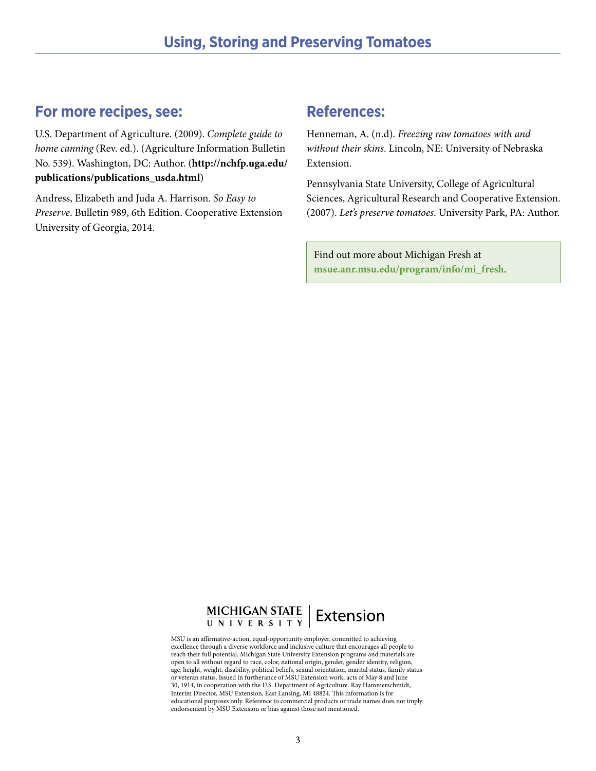## For more recipes, see:

U.S. Department of Agriculture. (2009). *Complete guide to home canning* (Rev. ed.). (Agriculture Information Bulletin No. 539). Washington, DC: Author. (**http://nchfp.uga.edu/publications/publications_usda.html**)

Andress, Elizabeth and Juda A. Harrison. *So Easy to Preserve*. Bulletin 989, 6th Edition. Cooperative Extension University of Georgia, 2014.

## References:

Henneman, A. (n.d). *Freezing raw tomatoes with and without their skins*. Lincoln, NE: University of Nebraska Extension.

Pennsylvania State University, College of Agricultural Sciences, Agricultural Research and Cooperative Extension. (2007). *Let's preserve tomatoes*. University Park, PA: Author.

Find out more about Michigan Fresh at **msue.anr.msu.edu/program/info/mi_fresh**.

MICHIGAN STATE UNIVERSITY | Extension

MSU is an affirmative-action, equal-opportunity employer, committed to achieving excellence through a diverse workforce and inclusive culture that encourages all people to reach their full potential. Michigan State University Extension programs and materials are open to all without regard to race, color, national origin, gender, gender identity, religion, age, height, weight, disability, political beliefs, sexual orientation, marital status, family status or veteran status. Issued in furtherance of MSU Extension work, acts of May 8 and June 30, 1914, in cooperation with the U.S. Department of Agriculture. Ray Hammerschmidt, Interim Director, MSU Extension, East Lansing, MI 48824. This information is for educational purposes only. Reference to commercial products or trade names does not imply endorsement by MSU Extension or bias against those not mentioned.